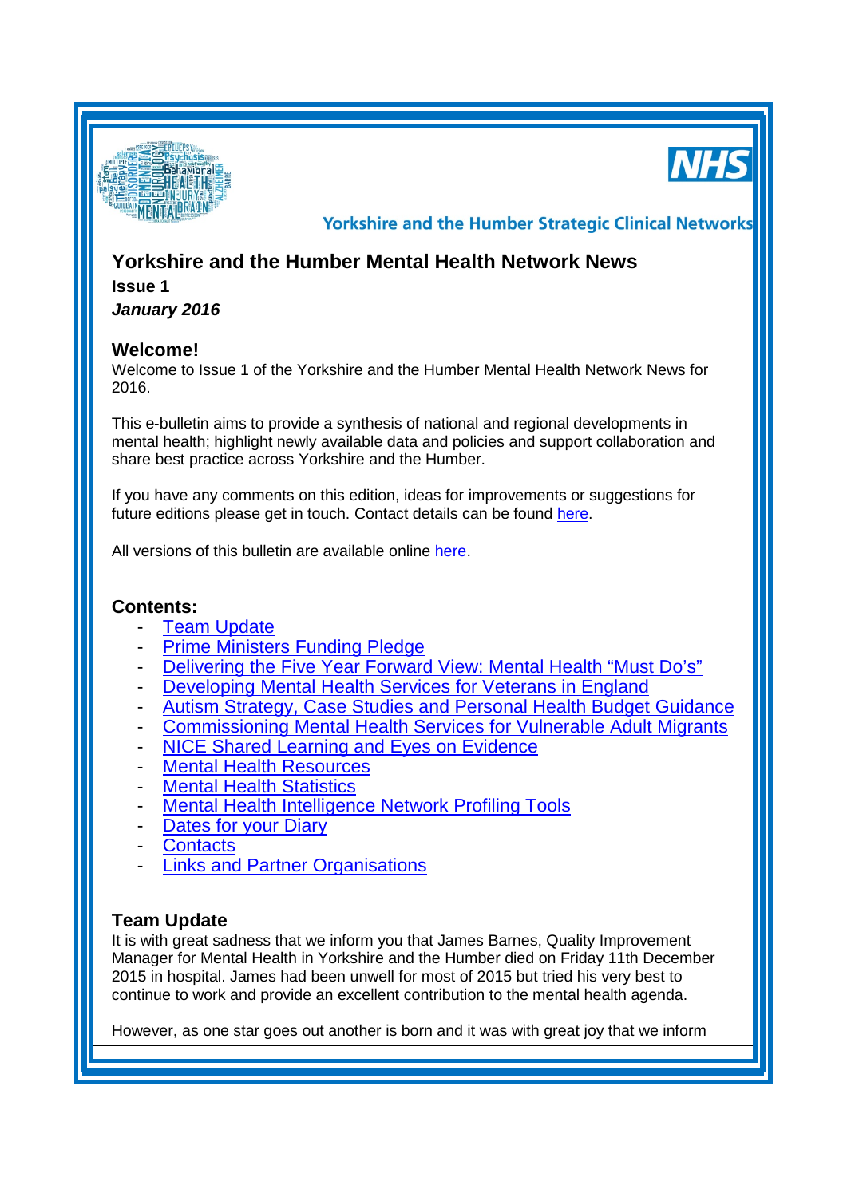Yorkshire and the Humber Strategic Clinical Networks

# Yorkshire and the Humber Mental Health Network News

**Issue 1**

***January 2016***

## Welcome!

Welcome to Issue 1 of the Yorkshire and the Humber Mental Health Network News for 2016.

This e-bulletin aims to provide a synthesis of national and regional developments in mental health; highlight newly available data and policies and support collaboration and share best practice across Yorkshire and the Humber.

If you have any comments on this edition, ideas for improvements or suggestions for future editions please get in touch. Contact details can be found here.

All versions of this bulletin are available online here.

## Contents:

- Team Update
- Prime Ministers Funding Pledge
- Delivering the Five Year Forward View: Mental Health “Must Do’s”
- Developing Mental Health Services for Veterans in England
- Autism Strategy, Case Studies and Personal Health Budget Guidance
- Commissioning Mental Health Services for Vulnerable Adult Migrants
- NICE Shared Learning and Eyes on Evidence
- Mental Health Resources
- Mental Health Statistics
- Mental Health Intelligence Network Profiling Tools
- Dates for your Diary
- Contacts
- Links and Partner Organisations

## Team Update

It is with great sadness that we inform you that James Barnes, Quality Improvement Manager for Mental Health in Yorkshire and the Humber died on Friday 11th December 2015 in hospital. James had been unwell for most of 2015 but tried his very best to continue to work and provide an excellent contribution to the mental health agenda.

However, as one star goes out another is born and it was with great joy that we inform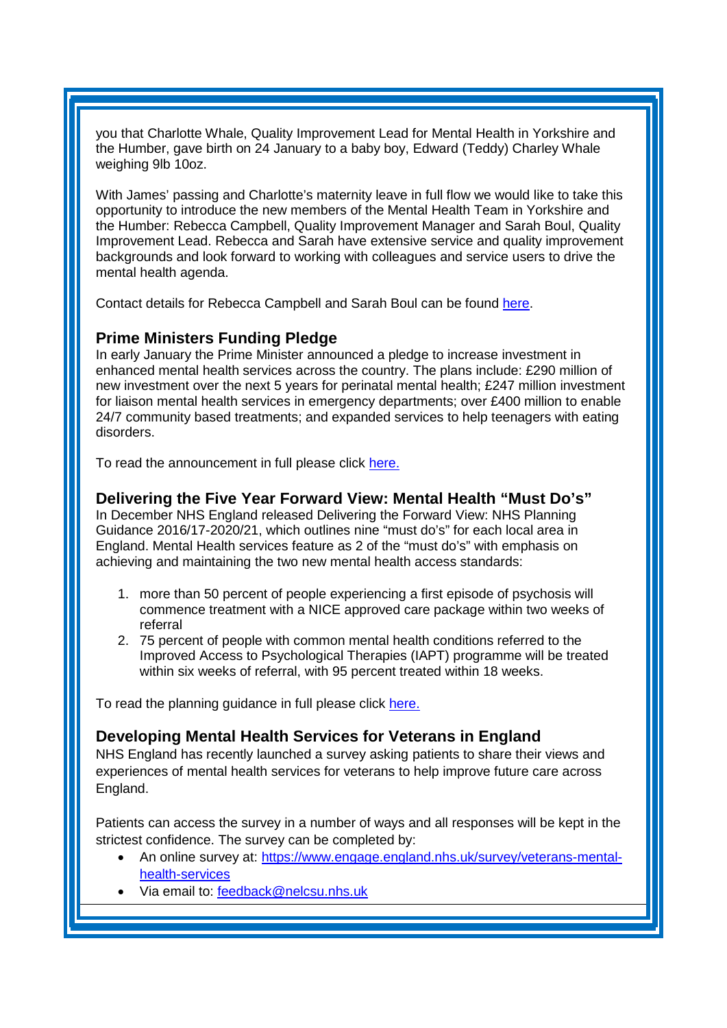you that Charlotte Whale, Quality Improvement Lead for Mental Health in Yorkshire and the Humber, gave birth on 24 January to a baby boy, Edward (Teddy) Charley Whale weighing 9lb 10oz.

With James' passing and Charlotte's maternity leave in full flow we would like to take this opportunity to introduce the new members of the Mental Health Team in Yorkshire and the Humber: Rebecca Campbell, Quality Improvement Manager and Sarah Boul, Quality Improvement Lead. Rebecca and Sarah have extensive service and quality improvement backgrounds and look forward to working with colleagues and service users to drive the mental health agenda.

Contact details for Rebecca Campbell and Sarah Boul can be found here.

## Prime Ministers Funding Pledge

In early January the Prime Minister announced a pledge to increase investment in enhanced mental health services across the country. The plans include: £290 million of new investment over the next 5 years for perinatal mental health; £247 million investment for liaison mental health services in emergency departments; over £400 million to enable 24/7 community based treatments; and expanded services to help teenagers with eating disorders.

To read the announcement in full please click here.

## Delivering the Five Year Forward View: Mental Health "Must Do's"

In December NHS England released Delivering the Forward View: NHS Planning Guidance 2016/17-2020/21, which outlines nine "must do's" for each local area in England. Mental Health services feature as 2 of the "must do's" with emphasis on achieving and maintaining the two new mental health access standards:

1. more than 50 percent of people experiencing a first episode of psychosis will commence treatment with a NICE approved care package within two weeks of referral
2. 75 percent of people with common mental health conditions referred to the Improved Access to Psychological Therapies (IAPT) programme will be treated within six weeks of referral, with 95 percent treated within 18 weeks.

To read the planning guidance in full please click here.

## Developing Mental Health Services for Veterans in England

NHS England has recently launched a survey asking patients to share their views and experiences of mental health services for veterans to help improve future care across England.

Patients can access the survey in a number of ways and all responses will be kept in the strictest confidence. The survey can be completed by:

- An online survey at: https://www.engage.england.nhs.uk/survey/veterans-mental-health-services
- Via email to: feedback@nelcsu.nhs.uk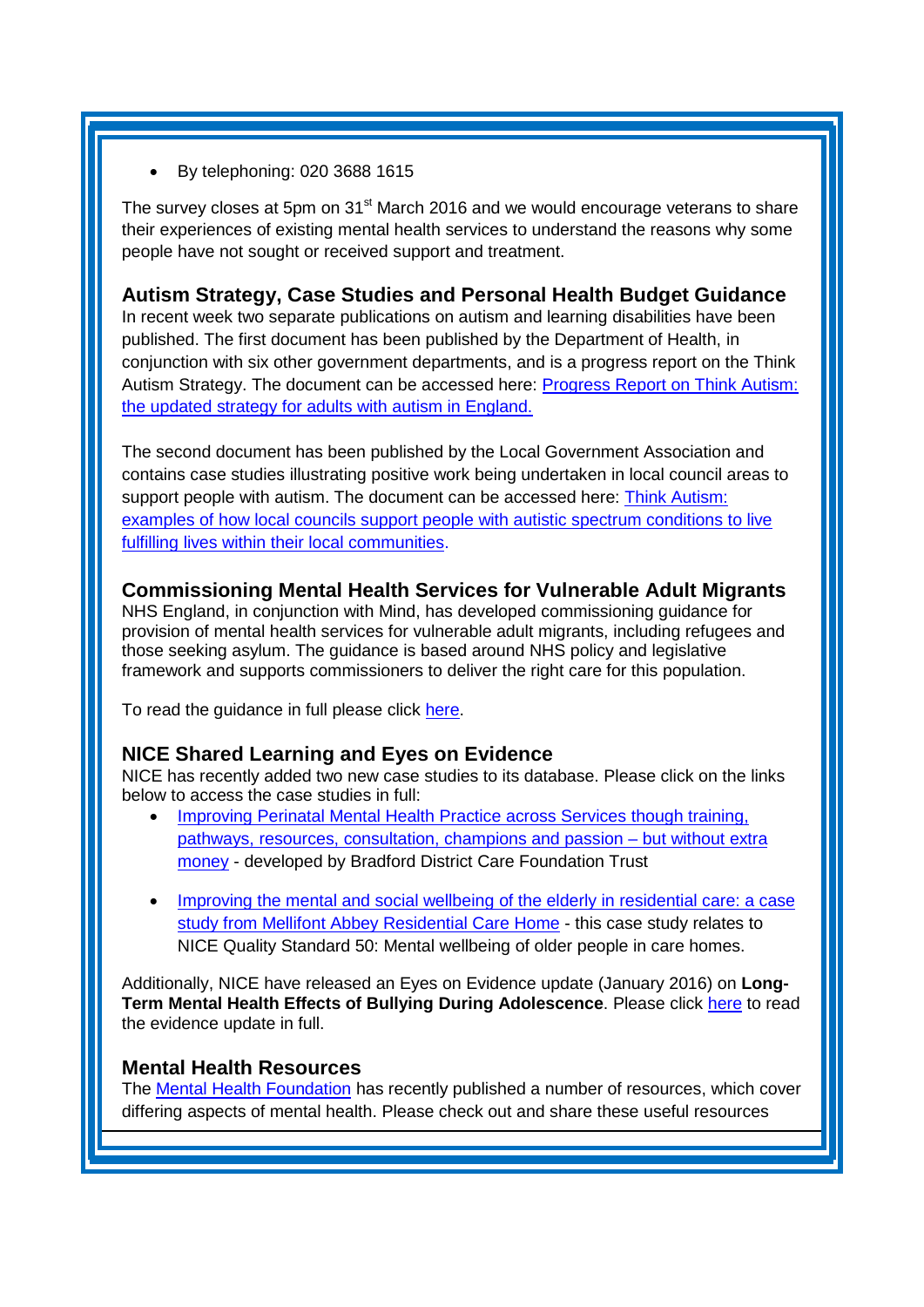- By telephoning: 020 3688 1615

The survey closes at 5pm on 31st March 2016 and we would encourage veterans to share their experiences of existing mental health services to understand the reasons why some people have not sought or received support and treatment.

### Autism Strategy, Case Studies and Personal Health Budget Guidance

In recent week two separate publications on autism and learning disabilities have been published. The first document has been published by the Department of Health, in conjunction with six other government departments, and is a progress report on the Think Autism Strategy. The document can be accessed here: Progress Report on Think Autism: the updated strategy for adults with autism in England.

The second document has been published by the Local Government Association and contains case studies illustrating positive work being undertaken in local council areas to support people with autism. The document can be accessed here: Think Autism: examples of how local councils support people with autistic spectrum conditions to live fulfilling lives within their local communities.

### Commissioning Mental Health Services for Vulnerable Adult Migrants

NHS England, in conjunction with Mind, has developed commissioning guidance for provision of mental health services for vulnerable adult migrants, including refugees and those seeking asylum. The guidance is based around NHS policy and legislative framework and supports commissioners to deliver the right care for this population.

To read the guidance in full please click here.

### NICE Shared Learning and Eyes on Evidence

NICE has recently added two new case studies to its database. Please click on the links below to access the case studies in full:

- Improving Perinatal Mental Health Practice across Services though training, pathways, resources, consultation, champions and passion – but without extra money - developed by Bradford District Care Foundation Trust

- Improving the mental and social wellbeing of the elderly in residential care: a case study from Mellifont Abbey Residential Care Home - this case study relates to NICE Quality Standard 50: Mental wellbeing of older people in care homes.

Additionally, NICE have released an Eyes on Evidence update (January 2016) on **Long-Term Mental Health Effects of Bullying During Adolescence**. Please click here to read the evidence update in full.

### Mental Health Resources

The Mental Health Foundation has recently published a number of resources, which cover differing aspects of mental health. Please check out and share these useful resources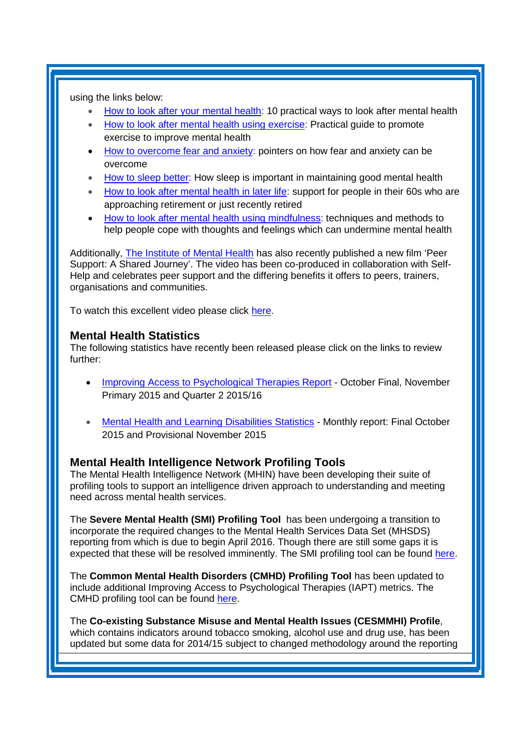using the links below:

- How to look after your mental health: 10 practical ways to look after mental health
- How to look after mental health using exercise: Practical guide to promote exercise to improve mental health
- How to overcome fear and anxiety: pointers on how fear and anxiety can be overcome
- How to sleep better: How sleep is important in maintaining good mental health
- How to look after mental health in later life: support for people in their 60s who are approaching retirement or just recently retired
- How to look after mental health using mindfulness: techniques and methods to help people cope with thoughts and feelings which can undermine mental health

Additionally, The Institute of Mental Health has also recently published a new film 'Peer Support: A Shared Journey'. The video has been co-produced in collaboration with Self-Help and celebrates peer support and the differing benefits it offers to peers, trainers, organisations and communities.

To watch this excellent video please click here.

### Mental Health Statistics

The following statistics have recently been released please click on the links to review further:

- Improving Access to Psychological Therapies Report - October Final, November Primary 2015 and Quarter 2 2015/16

- Mental Health and Learning Disabilities Statistics - Monthly report: Final October 2015 and Provisional November 2015

### Mental Health Intelligence Network Profiling Tools

The Mental Health Intelligence Network (MHIN) have been developing their suite of profiling tools to support an intelligence driven approach to understanding and meeting need across mental health services.

The **Severe Mental Health (SMI) Profiling Tool** has been undergoing a transition to incorporate the required changes to the Mental Health Services Data Set (MHSDS) reporting from which is due to begin April 2016. Though there are still some gaps it is expected that these will be resolved imminently. The SMI profiling tool can be found here.

The **Common Mental Health Disorders (CMHD) Profiling Tool** has been updated to include additional Improving Access to Psychological Therapies (IAPT) metrics. The CMHD profiling tool can be found here.

The **Co-existing Substance Misuse and Mental Health Issues (CESMMHI) Profile**, which contains indicators around tobacco smoking, alcohol use and drug use, has been updated but some data for 2014/15 subject to changed methodology around the reporting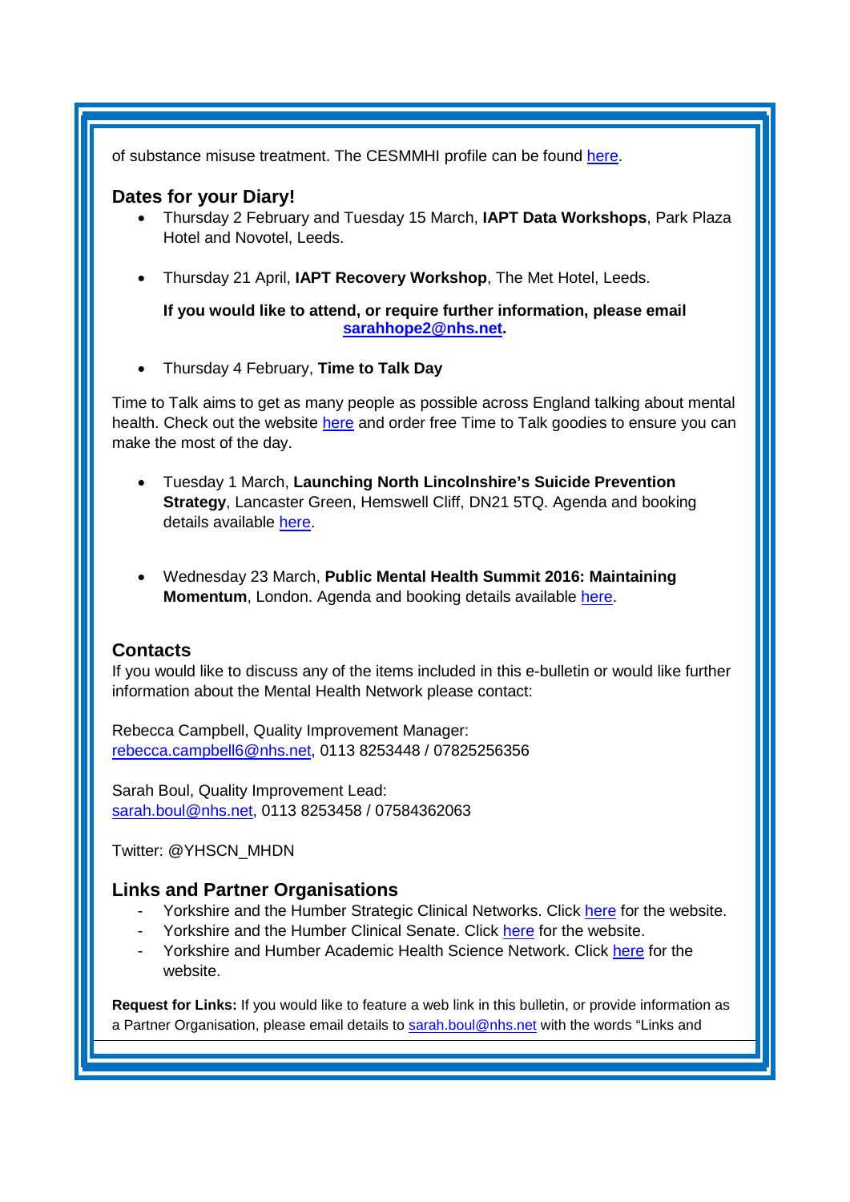of substance misuse treatment. The CESMMHI profile can be found here.

## Dates for your Diary!

- Thursday 2 February and Tuesday 15 March, **IAPT Data Workshops**, Park Plaza Hotel and Novotel, Leeds.

- Thursday 21 April, **IAPT Recovery Workshop**, The Met Hotel, Leeds.

  **If you would like to attend, or require further information, please email sarahhope2@nhs.net.**

- Thursday 4 February, **Time to Talk Day**

Time to Talk aims to get as many people as possible across England talking about mental health. Check out the website here and order free Time to Talk goodies to ensure you can make the most of the day.

- Tuesday 1 March, **Launching North Lincolnshire's Suicide Prevention Strategy**, Lancaster Green, Hemswell Cliff, DN21 5TQ. Agenda and booking details available here.

- Wednesday 23 March, **Public Mental Health Summit 2016: Maintaining Momentum**, London. Agenda and booking details available here.

## Contacts

If you would like to discuss any of the items included in this e-bulletin or would like further information about the Mental Health Network please contact:

Rebecca Campbell, Quality Improvement Manager:
rebecca.campbell6@nhs.net, 0113 8253448 / 07825256356

Sarah Boul, Quality Improvement Lead:
sarah.boul@nhs.net, 0113 8253458 / 07584362063

Twitter: @YHSCN_MHDN

## Links and Partner Organisations

- Yorkshire and the Humber Strategic Clinical Networks. Click here for the website.
- Yorkshire and the Humber Clinical Senate. Click here for the website.
- Yorkshire and Humber Academic Health Science Network. Click here for the website.

**Request for Links:** If you would like to feature a web link in this bulletin, or provide information as a Partner Organisation, please email details to sarah.boul@nhs.net with the words "Links and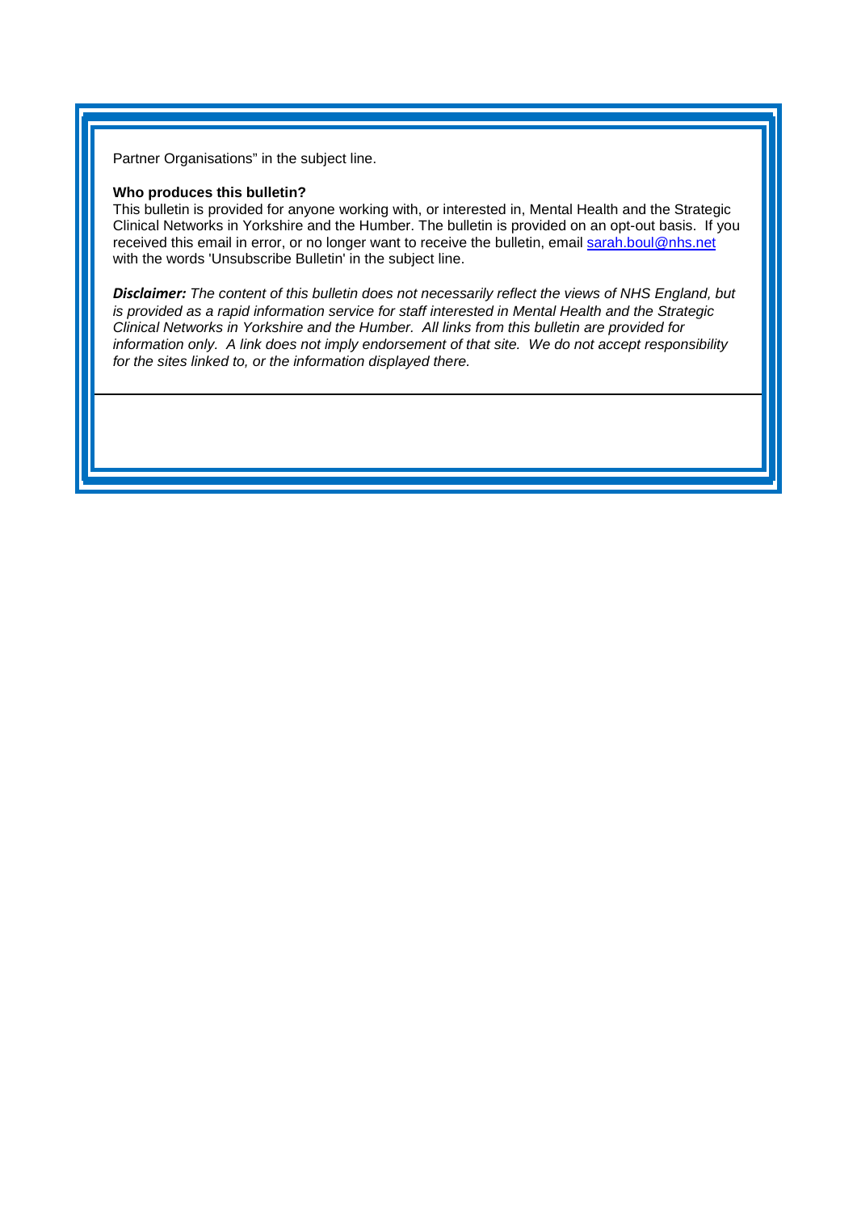Partner Organisations” in the subject line.

**Who produces this bulletin?**

This bulletin is provided for anyone working with, or interested in, Mental Health and the Strategic Clinical Networks in Yorkshire and the Humber. The bulletin is provided on an opt-out basis. If you received this email in error, or no longer want to receive the bulletin, email [sarah.boul@nhs.net](mailto:sarah.boul@nhs.net) with the words 'Unsubscribe Bulletin' in the subject line.

***Disclaimer:*** *The content of this bulletin does not necessarily reflect the views of NHS England, but is provided as a rapid information service for staff interested in Mental Health and the Strategic Clinical Networks in Yorkshire and the Humber. All links from this bulletin are provided for information only. A link does not imply endorsement of that site. We do not accept responsibility for the sites linked to, or the information displayed there.*